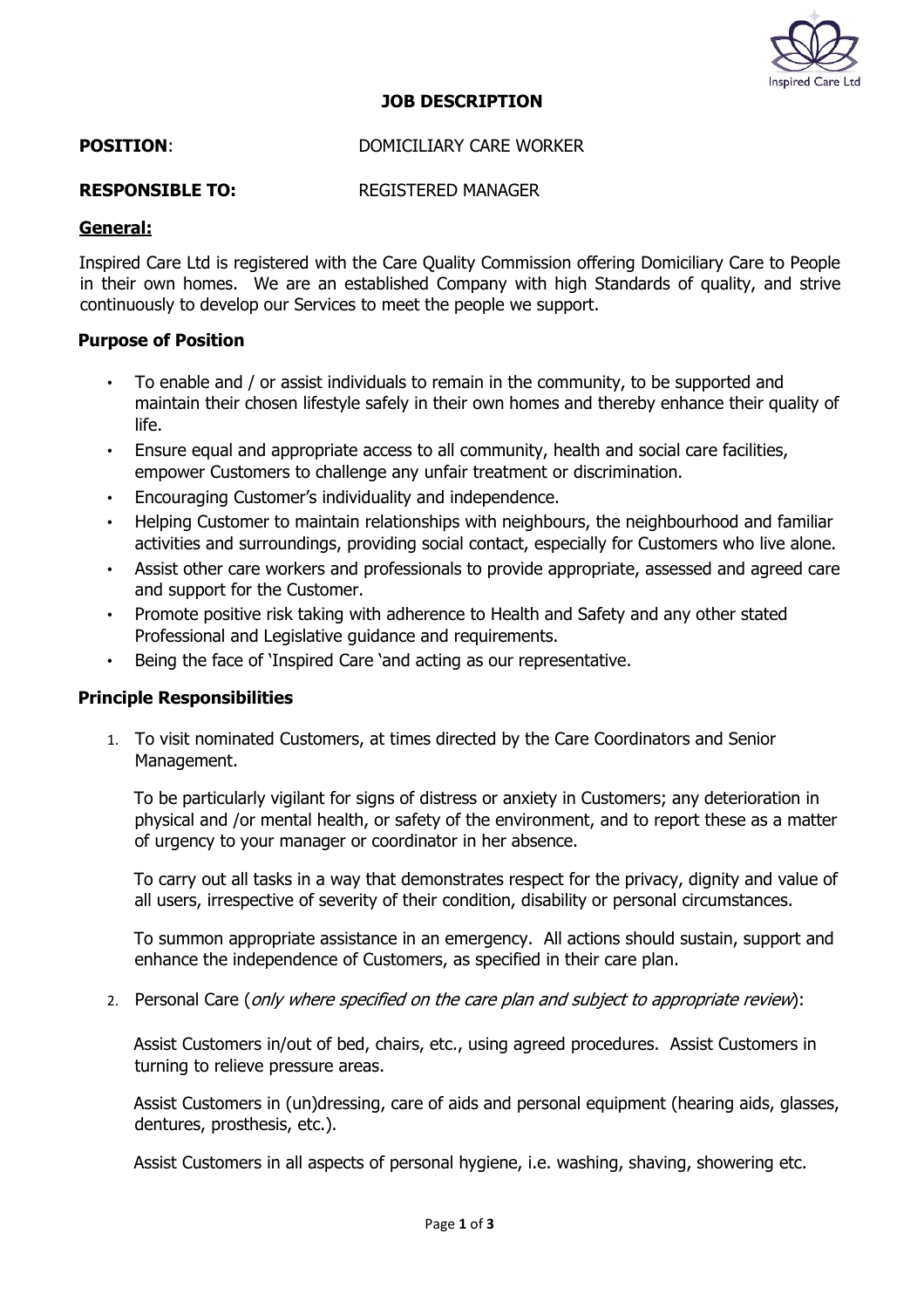# JOB DESCRIPTION

**POSITION**: DOMICILIARY CARE WORKER

**RESPONSIBLE TO:** REGISTERED MANAGER

## General:

Inspired Care Ltd is registered with the Care Quality Commission offering Domiciliary Care to People in their own homes. We are an established Company with high Standards of quality, and strive continuously to develop our Services to meet the people we support.

### Purpose of Position

- To enable and / or assist individuals to remain in the community, to be supported and maintain their chosen lifestyle safely in their own homes and thereby enhance their quality of life.
- Ensure equal and appropriate access to all community, health and social care facilities, empower Customers to challenge any unfair treatment or discrimination.
- Encouraging Customer's individuality and independence.
- Helping Customer to maintain relationships with neighbours, the neighbourhood and familiar activities and surroundings, providing social contact, especially for Customers who live alone.
- Assist other care workers and professionals to provide appropriate, assessed and agreed care and support for the Customer.
- Promote positive risk taking with adherence to Health and Safety and any other stated Professional and Legislative guidance and requirements.
- Being the face of 'Inspired Care 'and acting as our representative.

### Principle Responsibilities

1. To visit nominated Customers, at times directed by the Care Coordinators and Senior Management.

   To be particularly vigilant for signs of distress or anxiety in Customers; any deterioration in physical and /or mental health, or safety of the environment, and to report these as a matter of urgency to your manager or coordinator in her absence.

   To carry out all tasks in a way that demonstrates respect for the privacy, dignity and value of all users, irrespective of severity of their condition, disability or personal circumstances.

   To summon appropriate assistance in an emergency. All actions should sustain, support and enhance the independence of Customers, as specified in their care plan.

2. Personal Care (*only where specified on the care plan and subject to appropriate review*):

   Assist Customers in/out of bed, chairs, etc., using agreed procedures. Assist Customers in turning to relieve pressure areas.

   Assist Customers in (un)dressing, care of aids and personal equipment (hearing aids, glasses, dentures, prosthesis, etc.).

   Assist Customers in all aspects of personal hygiene, i.e. washing, shaving, showering etc.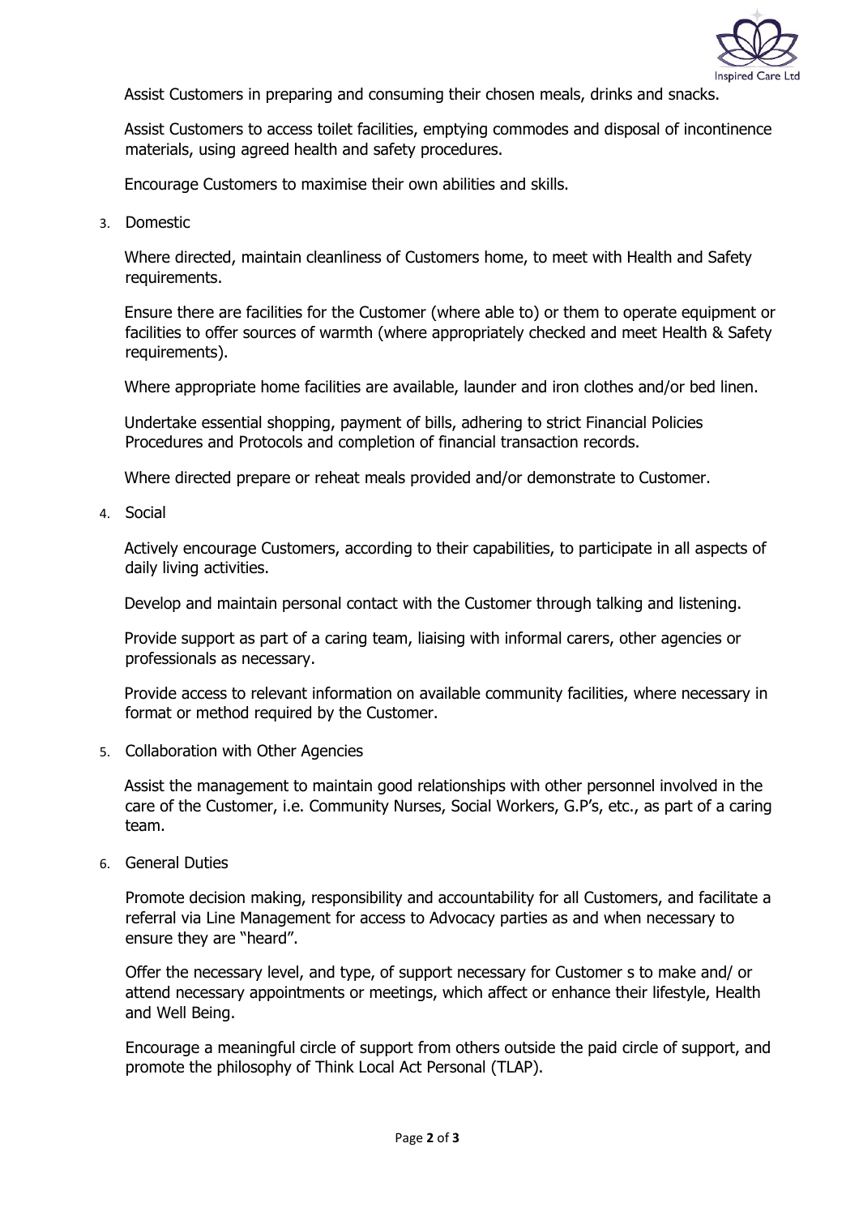Assist Customers in preparing and consuming their chosen meals, drinks and snacks.

Assist Customers to access toilet facilities, emptying commodes and disposal of incontinence materials, using agreed health and safety procedures.

Encourage Customers to maximise their own abilities and skills.

3. Domestic

   Where directed, maintain cleanliness of Customers home, to meet with Health and Safety requirements.

   Ensure there are facilities for the Customer (where able to) or them to operate equipment or facilities to offer sources of warmth (where appropriately checked and meet Health & Safety requirements).

   Where appropriate home facilities are available, launder and iron clothes and/or bed linen.

   Undertake essential shopping, payment of bills, adhering to strict Financial Policies Procedures and Protocols and completion of financial transaction records.

   Where directed prepare or reheat meals provided and/or demonstrate to Customer.

4. Social

   Actively encourage Customers, according to their capabilities, to participate in all aspects of daily living activities.

   Develop and maintain personal contact with the Customer through talking and listening.

   Provide support as part of a caring team, liaising with informal carers, other agencies or professionals as necessary.

   Provide access to relevant information on available community facilities, where necessary in format or method required by the Customer.

5. Collaboration with Other Agencies

   Assist the management to maintain good relationships with other personnel involved in the care of the Customer, i.e. Community Nurses, Social Workers, G.P's, etc., as part of a caring team.

6. General Duties

   Promote decision making, responsibility and accountability for all Customers, and facilitate a referral via Line Management for access to Advocacy parties as and when necessary to ensure they are "heard".

   Offer the necessary level, and type, of support necessary for Customer s to make and/ or attend necessary appointments or meetings, which affect or enhance their lifestyle, Health and Well Being.

   Encourage a meaningful circle of support from others outside the paid circle of support, and promote the philosophy of Think Local Act Personal (TLAP).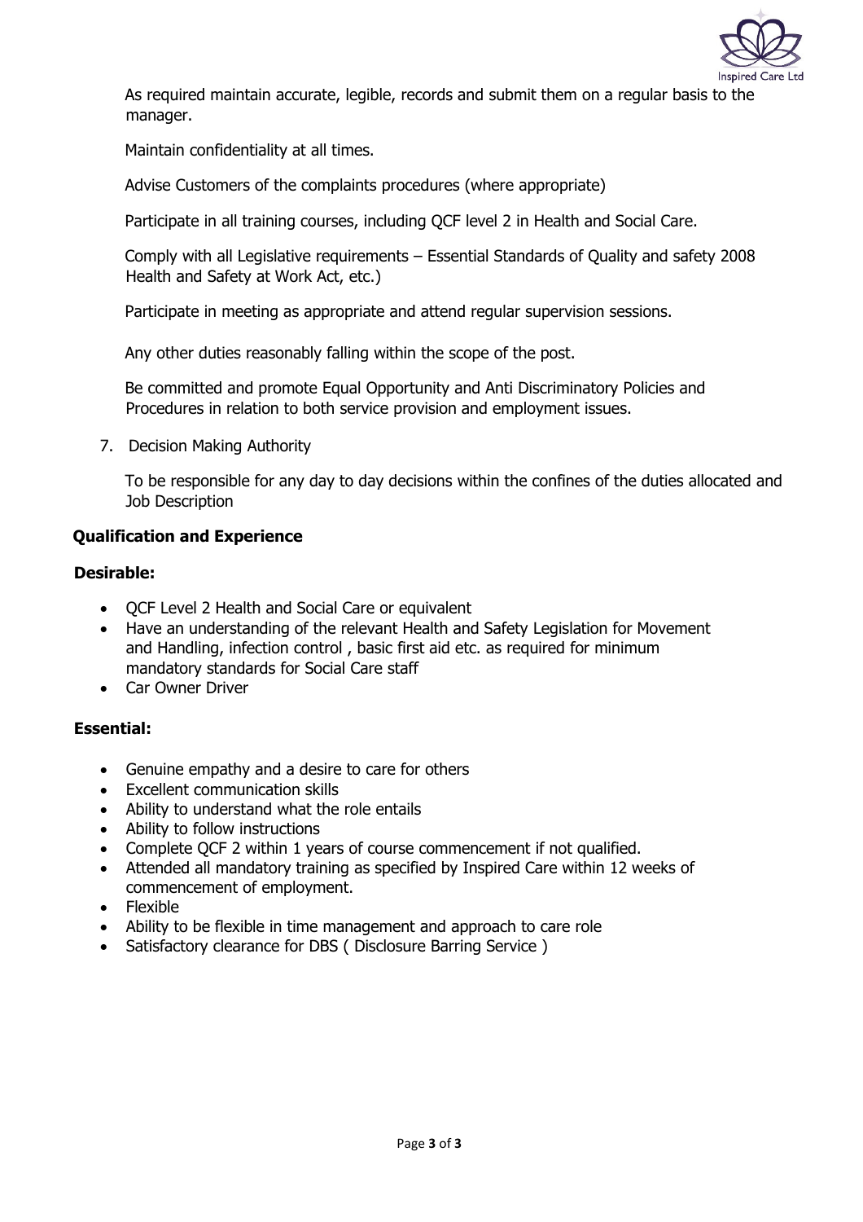As required maintain accurate, legible, records and submit them on a regular basis to the manager.

Maintain confidentiality at all times.

Advise Customers of the complaints procedures (where appropriate)

Participate in all training courses, including QCF level 2 in Health and Social Care.

Comply with all Legislative requirements – Essential Standards of Quality and safety 2008 Health and Safety at Work Act, etc.)

Participate in meeting as appropriate and attend regular supervision sessions.

Any other duties reasonably falling within the scope of the post.

Be committed and promote Equal Opportunity and Anti Discriminatory Policies and Procedures in relation to both service provision and employment issues.

7. Decision Making Authority

To be responsible for any day to day decisions within the confines of the duties allocated and Job Description

**Qualification and Experience**

**Desirable:**

- QCF Level 2 Health and Social Care or equivalent
- Have an understanding of the relevant Health and Safety Legislation for Movement and Handling, infection control , basic first aid etc. as required for minimum mandatory standards for Social Care staff
- Car Owner Driver

**Essential:**

- Genuine empathy and a desire to care for others
- Excellent communication skills
- Ability to understand what the role entails
- Ability to follow instructions
- Complete QCF 2 within 1 years of course commencement if not qualified.
- Attended all mandatory training as specified by Inspired Care within 12 weeks of commencement of employment.
- Flexible
- Ability to be flexible in time management and approach to care role
- Satisfactory clearance for DBS ( Disclosure Barring Service )